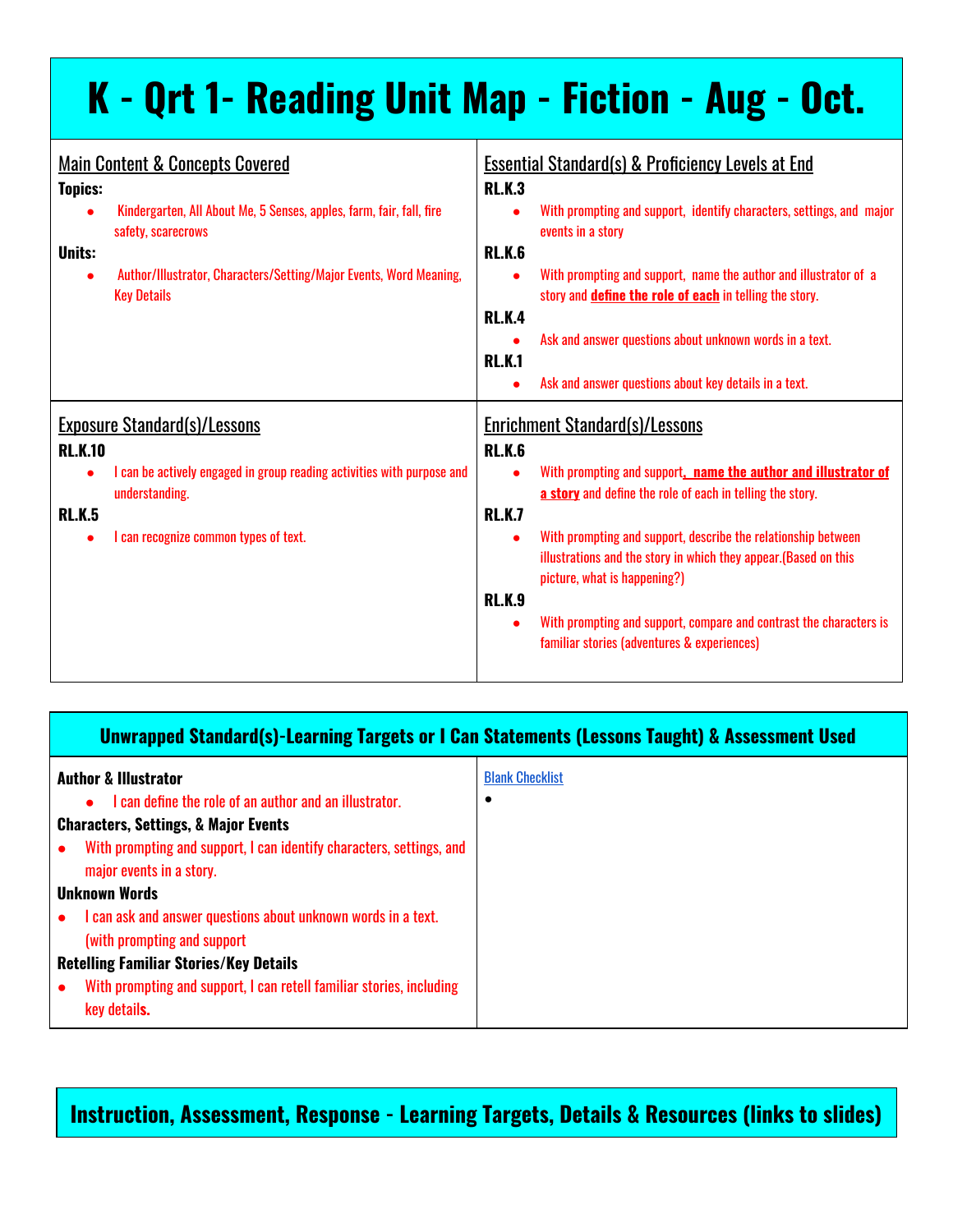# K - Qrt 1- Reading Unit Map - Fiction - Aug - Oct.

## Main Content & Concepts Covered

**Topics:**

- Kindergarten, All About Me, 5 Senses, apples, farm, fair, fall, fire safety, scarecrows

**Units:**

- Author/Illustrator, Characters/Setting/Major Events, Word Meaning, Key Details

## Essential Standard(s) & Proficiency Levels at End

**RL.K.3**

- With prompting and support, identify characters, settings, and major events in a story

**RL.K.6**

- With prompting and support, name the author and illustrator of a story and **define the role of each** in telling the story.

**RL.K.4**

- Ask and answer questions about unknown words in a text.

**RL.K.1**

- Ask and answer questions about key details in a text.

## Exposure Standard(s)/Lessons

**RL.K.10**

- I can be actively engaged in group reading activities with purpose and understanding.

**RL.K.5**

- I can recognize common types of text.

## Enrichment Standard(s)/Lessons

**RL.K.6**

- With prompting and support**, name the author and illustrator of a story** and define the role of each in telling the story.

**RL.K.7**

- With prompting and support, describe the relationship between illustrations and the story in which they appear.(Based on this picture, what is happening?)

**RL.K.9**

- With prompting and support, compare and contrast the characters is familiar stories (adventures & experiences)

## Unwrapped Standard(s)-Learning Targets or I Can Statements (Lessons Taught) & Assessment Used

**Author & Illustrator**

- I can define the role of an author and an illustrator.

**Characters, Settings, & Major Events**

- With prompting and support, I can identify characters, settings, and major events in a story.

**Unknown Words**

- I can ask and answer questions about unknown words in a text. (with prompting and support

**Retelling Familiar Stories/Key Details**

- With prompting and support, I can retell familiar stories, including key details.

Blank Checklist

-

## Instruction, Assessment, Response - Learning Targets, Details & Resources (links to slides)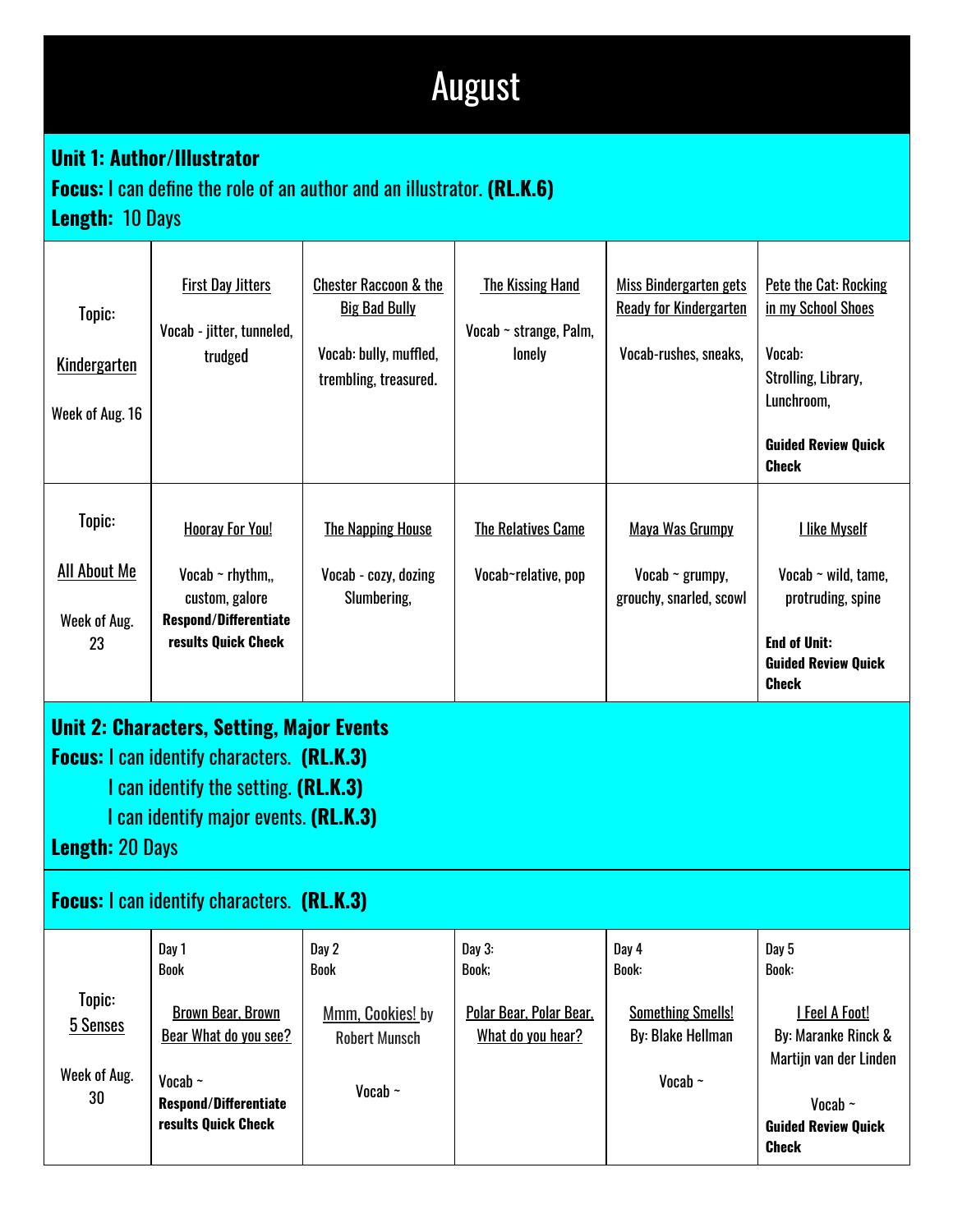# August

**Unit 1: Author/Illustrator**
**Focus:** I can define the role of an author and an illustrator. **(RL.K.6)**
**Length:** 10 Days

| Topic | | | | | |
|---|---|---|---|---|---|
| Topic: Kindergarten Week of Aug. 16 | First Day Jitters<br><br>Vocab - jitter, tunneled, trudged | Chester Raccoon & the Big Bad Bully<br><br>Vocab: bully, muffled, trembling, treasured. | The Kissing Hand<br><br>Vocab ~ strange, Palm, lonely | Miss Bindergarten gets Ready for Kindergarten<br><br>Vocab-rushes, sneaks, | Pete the Cat: Rocking in my School Shoes<br><br>Vocab: Strolling, Library, Lunchroom,<br><br>**Guided Review Quick Check** |
| Topic: All About Me Week of Aug. 23 | Hooray For You!<br><br>Vocab ~ rhythm,, custom, galore<br>**Respond/Differentiate results Quick Check** | The Napping House<br><br>Vocab - cozy, dozing Slumbering, | The Relatives Came<br><br>Vocab~relative, pop | Maya Was Grumpy<br><br>Vocab ~ grumpy, grouchy, snarled, scowl | I like Myself<br><br>Vocab ~ wild, tame, protruding, spine<br><br>**End of Unit: Guided Review Quick Check** |

**Unit 2: Characters, Setting, Major Events**
**Focus:** I can identify characters. **(RL.K.3)**
I can identify the setting. **(RL.K.3)**
I can identify major events. **(RL.K.3)**
**Length:** 20 Days

**Focus:** I can identify characters. **(RL.K.3)**

| Topic | Day 1 | Day 2 | Day 3 | Day 4 | Day 5 |
|---|---|---|---|---|---|
| Topic: 5 Senses Week of Aug. 30 | Book<br><br>Brown Bear, Brown Bear What do you see?<br><br>Vocab ~<br>**Respond/Differentiate results Quick Check** | Book<br><br>Mmm, Cookies! by Robert Munsch<br><br>Vocab ~ | Book;<br><br>Polar Bear, Polar Bear, What do you hear? | Book:<br><br>Something Smells! By: Blake Hellman<br><br>Vocab ~ | Book:<br><br>I Feel A Foot! By: Maranke Rinck & Martijn van der Linden<br><br>Vocab ~<br>**Guided Review Quick Check** |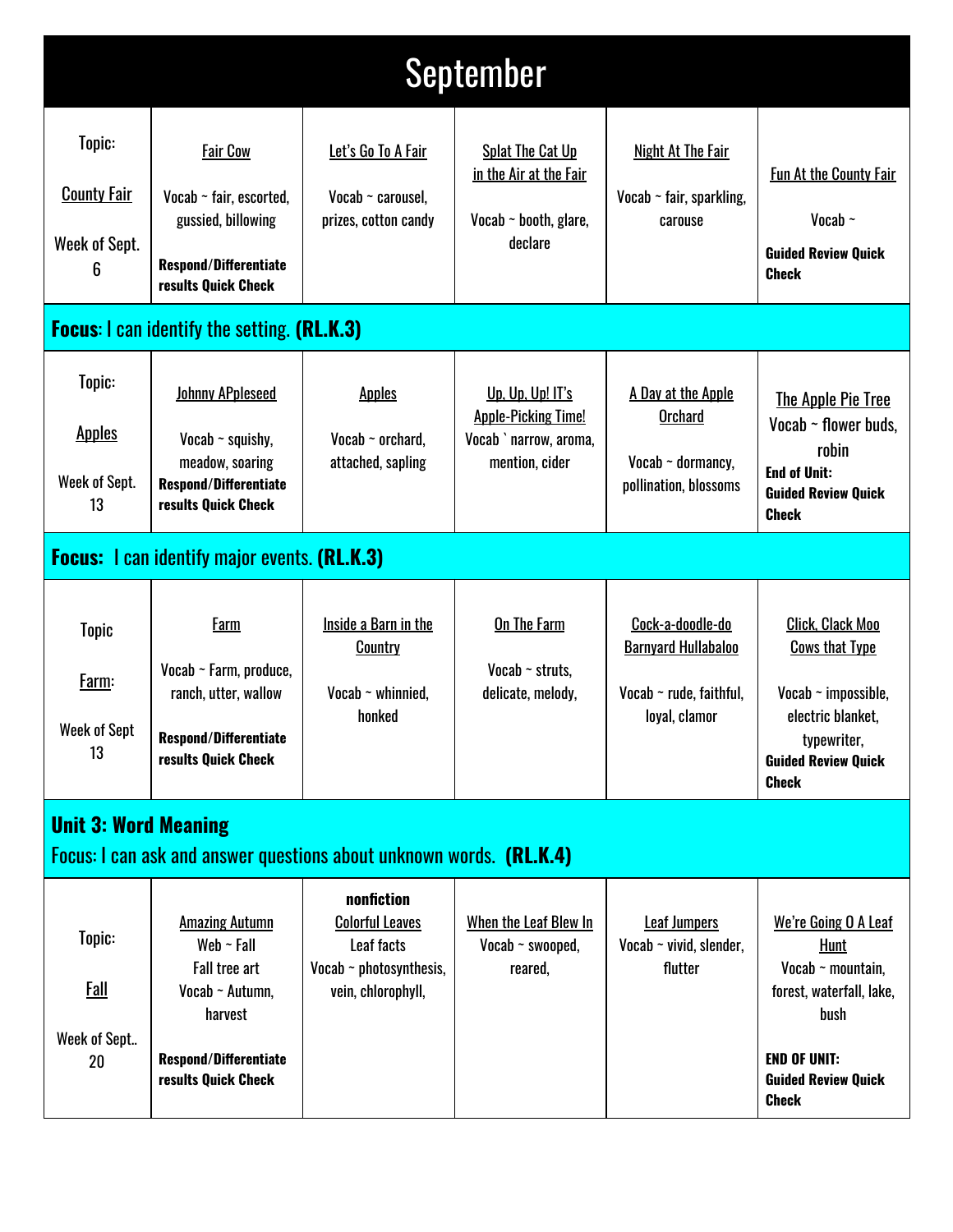# September

| Topic: County Fair Week of Sept. 6 | Fair Cow<br>Vocab ~ fair, escorted, gussied, billowing<br>**Respond/Differentiate results Quick Check** | Let's Go To A Fair<br>Vocab ~ carousel, prizes, cotton candy | Splat The Cat Up in the Air at the Fair<br>Vocab ~ booth, glare, declare | Night At The Fair<br>Vocab ~ fair, sparkling, carouse | Fun At the County Fair<br>Vocab ~<br>**Guided Review Quick Check** |
|---|---|---|---|---|---|
| **Focus**: I can identify the setting. **(RL.K.3)** | | | | | |
| Topic: Apples Week of Sept. 13 | Johnny APpleseed<br>Vocab ~ squishy, meadow, soaring<br>**Respond/Differentiate results Quick Check** | Apples<br>Vocab ~ orchard, attached, sapling | Up, Up, Up! IT's Apple-Picking Time!<br>Vocab ` narrow, aroma, mention, cider | A Day at the Apple Orchard<br>Vocab ~ dormancy, pollination, blossoms | The Apple Pie Tree<br>Vocab ~ flower buds, robin<br>**End of Unit: Guided Review Quick Check** |
| **Focus:** I can identify major events. **(RL.K.3)** | | | | | |
| Topic Farm: Week of Sept 13 | Farm<br>Vocab ~ Farm, produce, ranch, utter, wallow<br>**Respond/Differentiate results Quick Check** | Inside a Barn in the Country<br>Vocab ~ whinnied, honked | On The Farm<br>Vocab ~ struts, delicate, melody, | Cock-a-doodle-do Barnyard Hullabaloo<br>Vocab ~ rude, faithful, loyal, clamor | Click, Clack Moo Cows that Type<br>Vocab ~ impossible, electric blanket, typewriter,<br>**Guided Review Quick Check** |
| **Unit 3: Word Meaning**<br>Focus: I can ask and answer questions about unknown words. **(RL.K.4)** | | | | | |
| Topic: Fall Week of Sept.. 20 | Amazing Autumn<br>Web ~ Fall<br>Fall tree art<br>Vocab ~ Autumn, harvest<br>**Respond/Differentiate results Quick Check** | **nonfiction**<br>Colorful Leaves<br>Leaf facts<br>Vocab ~ photosynthesis, vein, chlorophyll, | When the Leaf Blew In<br>Vocab ~ swooped, reared, | Leaf Jumpers<br>Vocab ~ vivid, slender, flutter | We're Going O A Leaf Hunt<br>Vocab ~ mountain, forest, waterfall, lake, bush<br>**END OF UNIT: Guided Review Quick Check** |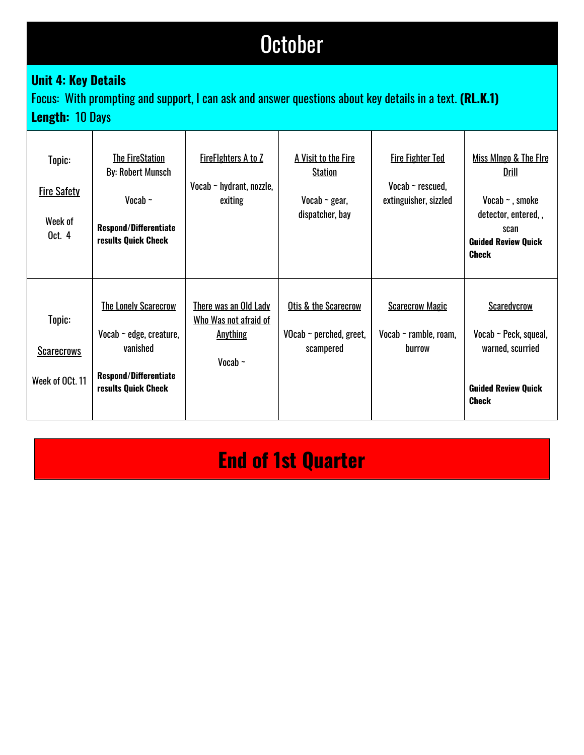# October

**Unit 4: Key Details**

Focus: With prompting and support, I can ask and answer questions about key details in a text. **(RL.K.1)**

**Length:** 10 Days

| | | | | | |
|---|---|---|---|---|---|
| Topic:<br><br>Fire Safety<br><br>Week of Oct. 4 | The FireStation<br>By: Robert Munsch<br><br>Vocab ~<br><br>**Respond/Differentiate results Quick Check** | FireFlghters A to Z<br><br>Vocab ~ hydrant, nozzle, exiting | A Visit to the Fire Station<br><br>Vocab ~ gear, dispatcher, bay | Fire Fighter Ted<br><br>Vocab ~ rescued, extinguisher, sizzled | Miss MIngo & The FIre Drill<br><br>Vocab ~ , smoke detector, entered, , scan<br>**Guided Review Quick Check** |
| Topic:<br><br>Scarecrows<br><br>Week of OCt. 11 | The Lonely Scarecrow<br><br>Vocab ~ edge, creature, vanished<br><br>**Respond/Differentiate results Quick Check** | There was an Old Lady Who Was not afraid of Anything<br><br>Vocab ~ | Otis & the Scarecrow<br><br>VOcab ~ perched, greet, scampered | Scarecrow Magic<br><br>Vocab ~ ramble, roam, burrow | Scaredycrow<br><br>Vocab ~ Peck, squeal, warned, scurried<br><br>**Guided Review Quick Check** |

# End of 1st Quarter